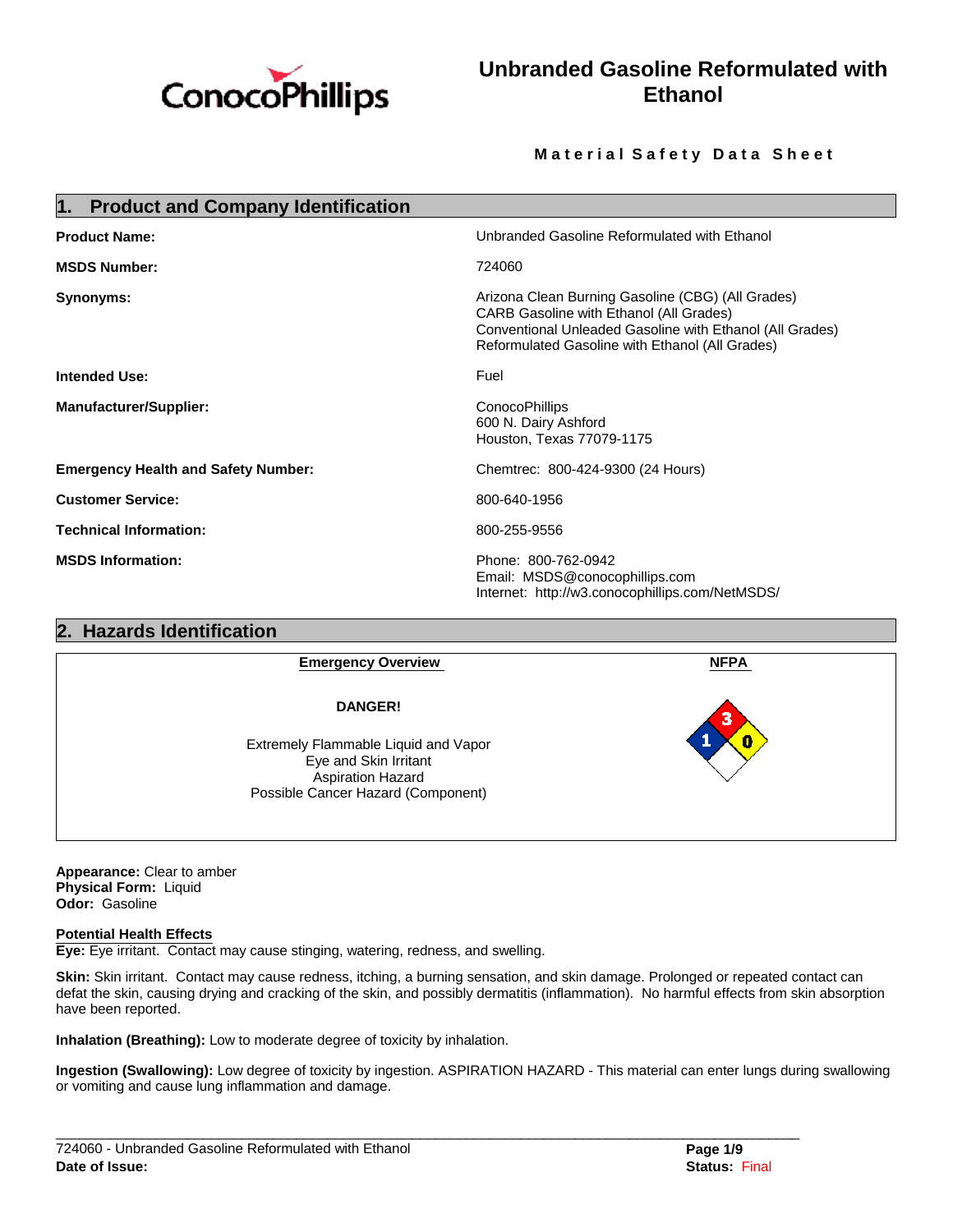# Unbranded Gasoline Reformulated with Ethanol

**Material Safety Data Sheet**

## 1. Product and Company Identification

**Product Name:** Unbranded Gasoline Reformulated with Ethanol

**MSDS Number:** 724060

**Synonyms:** Arizona Clean Burning Gasoline (CBG) (All Grades)
CARB Gasoline with Ethanol (All Grades)
Conventional Unleaded Gasoline with Ethanol (All Grades)
Reformulated Gasoline with Ethanol (All Grades)

**Intended Use:** Fuel

**Manufacturer/Supplier:** ConocoPhillips
600 N. Dairy Ashford
Houston, Texas 77079-1175

**Emergency Health and Safety Number:** Chemtrec: 800-424-9300 (24 Hours)

**Customer Service:** 800-640-1956

**Technical Information:** 800-255-9556

**MSDS Information:** Phone: 800-762-0942
Email: MSDS@conocophillips.com
Internet: http://w3.conocophillips.com/NetMSDS/

## 2. Hazards Identification

**Emergency Overview**

**DANGER!**

Extremely Flammable Liquid and Vapor
Eye and Skin Irritant
Aspiration Hazard
Possible Cancer Hazard (Component)

**NFPA**

Flammability: 3
Health: 1
Instability: 0

**Appearance:** Clear to amber
**Physical Form:** Liquid
**Odor:** Gasoline

**Potential Health Effects**

**Eye:** Eye irritant. Contact may cause stinging, watering, redness, and swelling.

**Skin:** Skin irritant. Contact may cause redness, itching, a burning sensation, and skin damage. Prolonged or repeated contact can defat the skin, causing drying and cracking of the skin, and possibly dermatitis (inflammation). No harmful effects from skin absorption have been reported.

**Inhalation (Breathing):** Low to moderate degree of toxicity by inhalation.

**Ingestion (Swallowing):** Low degree of toxicity by ingestion. ASPIRATION HAZARD - This material can enter lungs during swallowing or vomiting and cause lung inflammation and damage.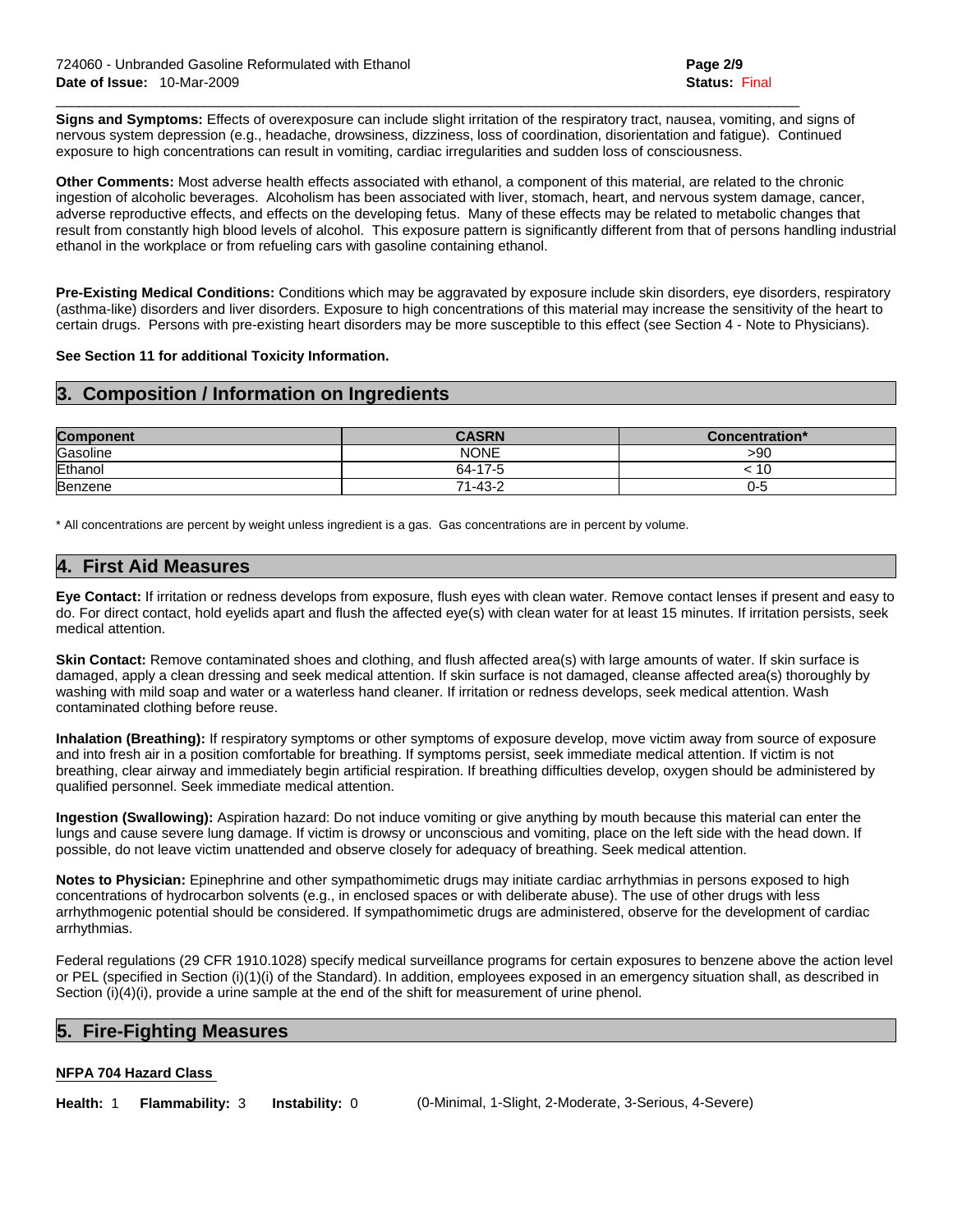**Signs and Symptoms:** Effects of overexposure can include slight irritation of the respiratory tract, nausea, vomiting, and signs of nervous system depression (e.g., headache, drowsiness, dizziness, loss of coordination, disorientation and fatigue). Continued exposure to high concentrations can result in vomiting, cardiac irregularities and sudden loss of consciousness.

**Other Comments:** Most adverse health effects associated with ethanol, a component of this material, are related to the chronic ingestion of alcoholic beverages. Alcoholism has been associated with liver, stomach, heart, and nervous system damage, cancer, adverse reproductive effects, and effects on the developing fetus. Many of these effects may be related to metabolic changes that result from constantly high blood levels of alcohol. This exposure pattern is significantly different from that of persons handling industrial ethanol in the workplace or from refueling cars with gasoline containing ethanol.

**Pre-Existing Medical Conditions:** Conditions which may be aggravated by exposure include skin disorders, eye disorders, respiratory (asthma-like) disorders and liver disorders. Exposure to high concentrations of this material may increase the sensitivity of the heart to certain drugs. Persons with pre-existing heart disorders may be more susceptible to this effect (see Section 4 - Note to Physicians).

**See Section 11 for additional Toxicity Information.**

## 3. Composition / Information on Ingredients

| Component | CASRN | Concentration* |
|---|---|---|
| Gasoline | NONE | >90 |
| Ethanol | 64-17-5 | < 10 |
| Benzene | 71-43-2 | 0-5 |

* All concentrations are percent by weight unless ingredient is a gas. Gas concentrations are in percent by volume.

## 4. First Aid Measures

**Eye Contact:** If irritation or redness develops from exposure, flush eyes with clean water. Remove contact lenses if present and easy to do. For direct contact, hold eyelids apart and flush the affected eye(s) with clean water for at least 15 minutes. If irritation persists, seek medical attention.

**Skin Contact:** Remove contaminated shoes and clothing, and flush affected area(s) with large amounts of water. If skin surface is damaged, apply a clean dressing and seek medical attention. If skin surface is not damaged, cleanse affected area(s) thoroughly by washing with mild soap and water or a waterless hand cleaner. If irritation or redness develops, seek medical attention. Wash contaminated clothing before reuse.

**Inhalation (Breathing):** If respiratory symptoms or other symptoms of exposure develop, move victim away from source of exposure and into fresh air in a position comfortable for breathing. If symptoms persist, seek immediate medical attention. If victim is not breathing, clear airway and immediately begin artificial respiration. If breathing difficulties develop, oxygen should be administered by qualified personnel. Seek immediate medical attention.

**Ingestion (Swallowing):** Aspiration hazard: Do not induce vomiting or give anything by mouth because this material can enter the lungs and cause severe lung damage. If victim is drowsy or unconscious and vomiting, place on the left side with the head down. If possible, do not leave victim unattended and observe closely for adequacy of breathing. Seek medical attention.

**Notes to Physician:** Epinephrine and other sympathomimetic drugs may initiate cardiac arrhythmias in persons exposed to high concentrations of hydrocarbon solvents (e.g., in enclosed spaces or with deliberate abuse). The use of other drugs with less arrhythmogenic potential should be considered. If sympathomimetic drugs are administered, observe for the development of cardiac arrhythmias.

Federal regulations (29 CFR 1910.1028) specify medical surveillance programs for certain exposures to benzene above the action level or PEL (specified in Section (i)(1)(i) of the Standard). In addition, employees exposed in an emergency situation shall, as described in Section (i)(4)(i), provide a urine sample at the end of the shift for measurement of urine phenol.

## 5. Fire-Fighting Measures

**NFPA 704 Hazard Class**

**Health:** 1 **Flammability:** 3 **Instability:** 0 (0-Minimal, 1-Slight, 2-Moderate, 3-Serious, 4-Severe)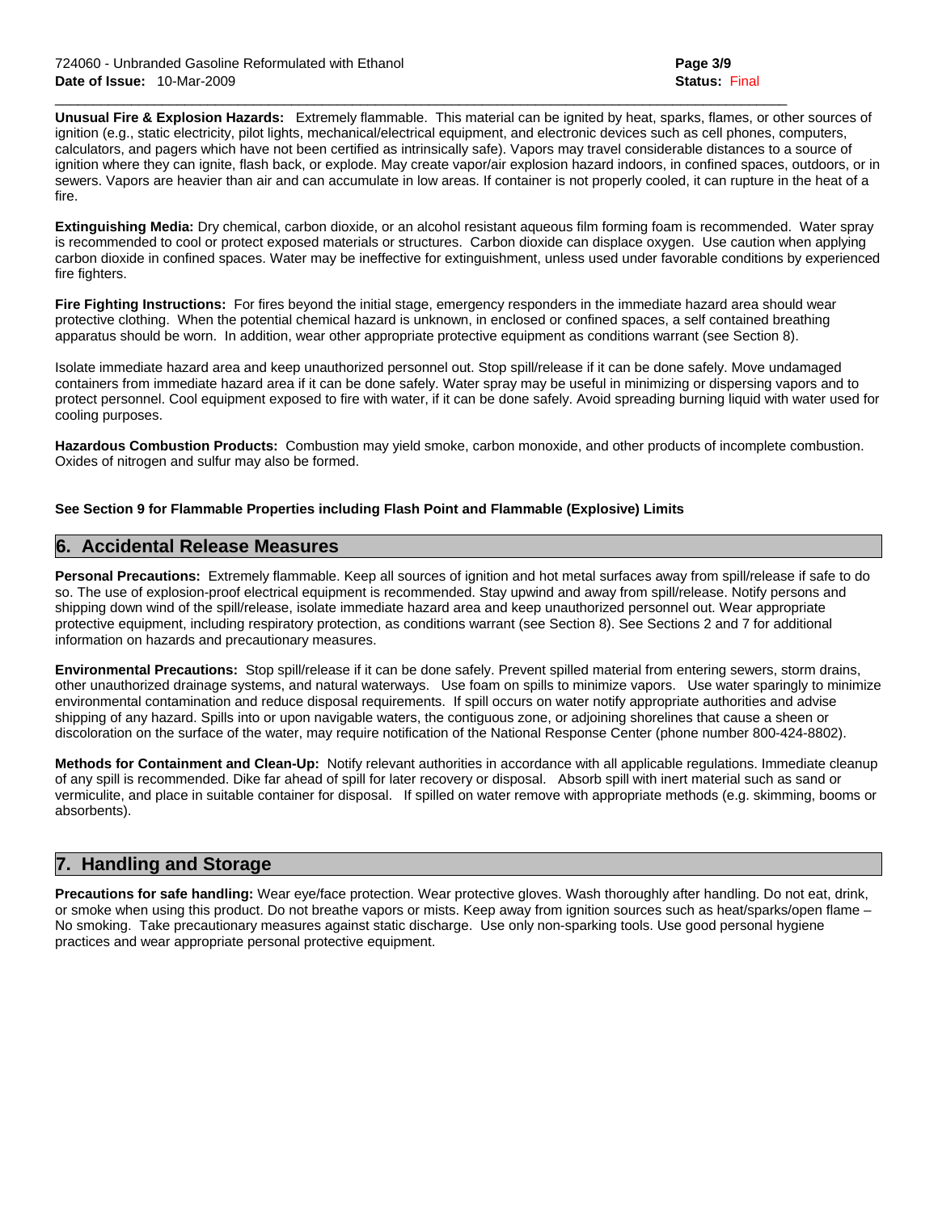**Unusual Fire & Explosion Hazards:** Extremely flammable. This material can be ignited by heat, sparks, flames, or other sources of ignition (e.g., static electricity, pilot lights, mechanical/electrical equipment, and electronic devices such as cell phones, computers, calculators, and pagers which have not been certified as intrinsically safe). Vapors may travel considerable distances to a source of ignition where they can ignite, flash back, or explode. May create vapor/air explosion hazard indoors, in confined spaces, outdoors, or in sewers. Vapors are heavier than air and can accumulate in low areas. If container is not properly cooled, it can rupture in the heat of a fire.

**Extinguishing Media:** Dry chemical, carbon dioxide, or an alcohol resistant aqueous film forming foam is recommended. Water spray is recommended to cool or protect exposed materials or structures. Carbon dioxide can displace oxygen. Use caution when applying carbon dioxide in confined spaces. Water may be ineffective for extinguishment, unless used under favorable conditions by experienced fire fighters.

**Fire Fighting Instructions:** For fires beyond the initial stage, emergency responders in the immediate hazard area should wear protective clothing. When the potential chemical hazard is unknown, in enclosed or confined spaces, a self contained breathing apparatus should be worn. In addition, wear other appropriate protective equipment as conditions warrant (see Section 8).

Isolate immediate hazard area and keep unauthorized personnel out. Stop spill/release if it can be done safely. Move undamaged containers from immediate hazard area if it can be done safely. Water spray may be useful in minimizing or dispersing vapors and to protect personnel. Cool equipment exposed to fire with water, if it can be done safely. Avoid spreading burning liquid with water used for cooling purposes.

**Hazardous Combustion Products:** Combustion may yield smoke, carbon monoxide, and other products of incomplete combustion. Oxides of nitrogen and sulfur may also be formed.

**See Section 9 for Flammable Properties including Flash Point and Flammable (Explosive) Limits**

## 6. Accidental Release Measures

**Personal Precautions:** Extremely flammable. Keep all sources of ignition and hot metal surfaces away from spill/release if safe to do so. The use of explosion-proof electrical equipment is recommended. Stay upwind and away from spill/release. Notify persons and shipping down wind of the spill/release, isolate immediate hazard area and keep unauthorized personnel out. Wear appropriate protective equipment, including respiratory protection, as conditions warrant (see Section 8). See Sections 2 and 7 for additional information on hazards and precautionary measures.

**Environmental Precautions:** Stop spill/release if it can be done safely. Prevent spilled material from entering sewers, storm drains, other unauthorized drainage systems, and natural waterways. Use foam on spills to minimize vapors. Use water sparingly to minimize environmental contamination and reduce disposal requirements. If spill occurs on water notify appropriate authorities and advise shipping of any hazard. Spills into or upon navigable waters, the contiguous zone, or adjoining shorelines that cause a sheen or discoloration on the surface of the water, may require notification of the National Response Center (phone number 800-424-8802).

**Methods for Containment and Clean-Up:** Notify relevant authorities in accordance with all applicable regulations. Immediate cleanup of any spill is recommended. Dike far ahead of spill for later recovery or disposal. Absorb spill with inert material such as sand or vermiculite, and place in suitable container for disposal. If spilled on water remove with appropriate methods (e.g. skimming, booms or absorbents).

## 7. Handling and Storage

**Precautions for safe handling:** Wear eye/face protection. Wear protective gloves. Wash thoroughly after handling. Do not eat, drink, or smoke when using this product. Do not breathe vapors or mists. Keep away from ignition sources such as heat/sparks/open flame – No smoking. Take precautionary measures against static discharge. Use only non-sparking tools. Use good personal hygiene practices and wear appropriate personal protective equipment.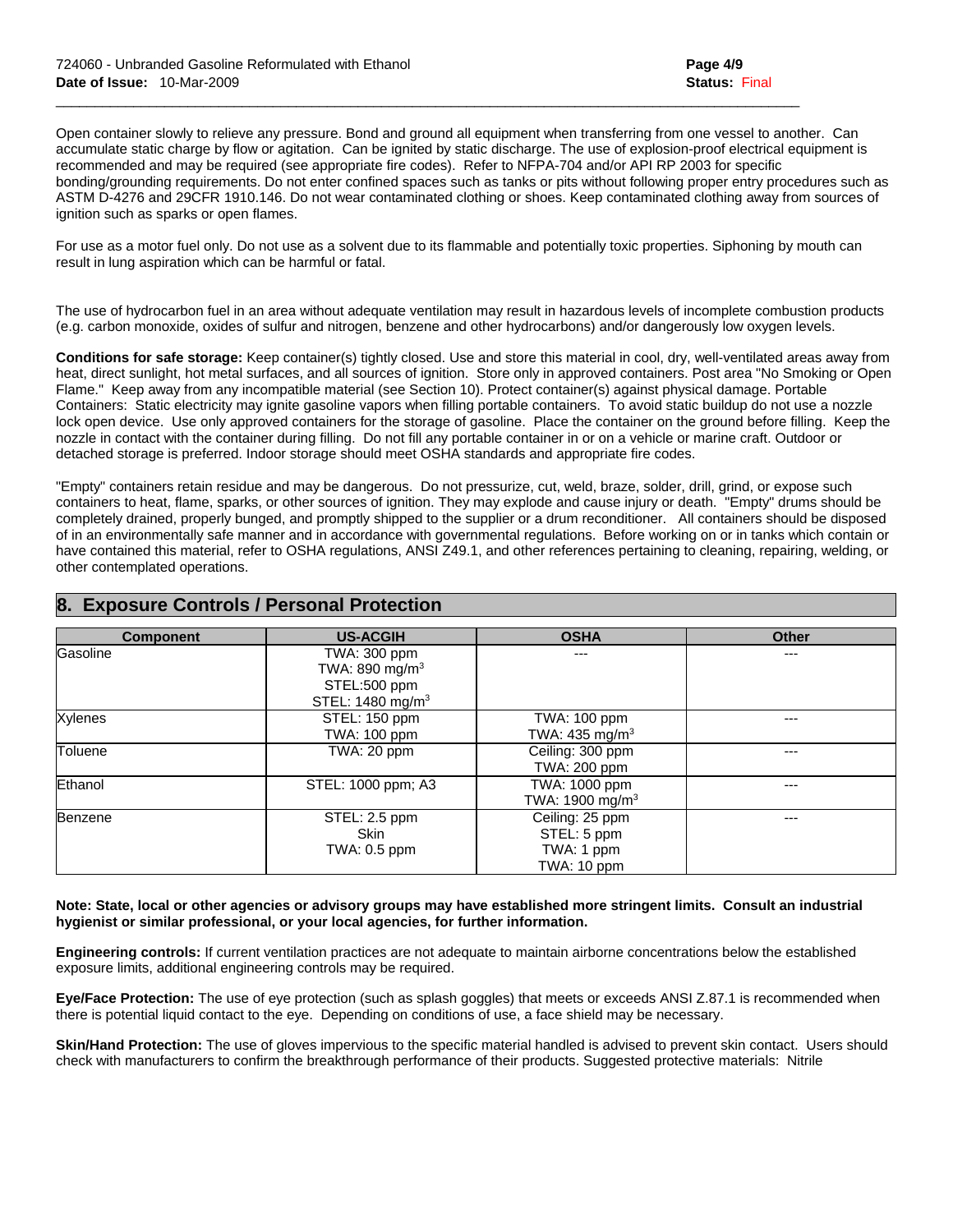Open container slowly to relieve any pressure. Bond and ground all equipment when transferring from one vessel to another. Can accumulate static charge by flow or agitation. Can be ignited by static discharge. The use of explosion-proof electrical equipment is recommended and may be required (see appropriate fire codes). Refer to NFPA-704 and/or API RP 2003 for specific bonding/grounding requirements. Do not enter confined spaces such as tanks or pits without following proper entry procedures such as ASTM D-4276 and 29CFR 1910.146. Do not wear contaminated clothing or shoes. Keep contaminated clothing away from sources of ignition such as sparks or open flames.

For use as a motor fuel only. Do not use as a solvent due to its flammable and potentially toxic properties. Siphoning by mouth can result in lung aspiration which can be harmful or fatal.

The use of hydrocarbon fuel in an area without adequate ventilation may result in hazardous levels of incomplete combustion products (e.g. carbon monoxide, oxides of sulfur and nitrogen, benzene and other hydrocarbons) and/or dangerously low oxygen levels.

**Conditions for safe storage:** Keep container(s) tightly closed. Use and store this material in cool, dry, well-ventilated areas away from heat, direct sunlight, hot metal surfaces, and all sources of ignition. Store only in approved containers. Post area "No Smoking or Open Flame." Keep away from any incompatible material (see Section 10). Protect container(s) against physical damage. Portable Containers: Static electricity may ignite gasoline vapors when filling portable containers. To avoid static buildup do not use a nozzle lock open device. Use only approved containers for the storage of gasoline. Place the container on the ground before filling. Keep the nozzle in contact with the container during filling. Do not fill any portable container in or on a vehicle or marine craft. Outdoor or detached storage is preferred. Indoor storage should meet OSHA standards and appropriate fire codes.

"Empty" containers retain residue and may be dangerous. Do not pressurize, cut, weld, braze, solder, drill, grind, or expose such containers to heat, flame, sparks, or other sources of ignition. They may explode and cause injury or death. "Empty" drums should be completely drained, properly bunged, and promptly shipped to the supplier or a drum reconditioner. All containers should be disposed of in an environmentally safe manner and in accordance with governmental regulations. Before working on or in tanks which contain or have contained this material, refer to OSHA regulations, ANSI Z49.1, and other references pertaining to cleaning, repairing, welding, or other contemplated operations.

## 8. Exposure Controls / Personal Protection

| Component | US-ACGIH | OSHA | Other |
|---|---|---|---|
| Gasoline | TWA: 300 ppm<br>TWA: 890 $mg/m^3$<br>STEL:500 ppm<br>STEL: 1480 $mg/m^3$ | --- | --- |
| Xylenes | STEL: 150 ppm<br>TWA: 100 ppm | TWA: 100 ppm<br>TWA: 435 $mg/m^3$ | --- |
| Toluene | TWA: 20 ppm | Ceiling: 300 ppm<br>TWA: 200 ppm | --- |
| Ethanol | STEL: 1000 ppm; A3 | TWA: 1000 ppm<br>TWA: 1900 $mg/m^3$ | --- |
| Benzene | STEL: 2.5 ppm<br>Skin<br>TWA: 0.5 ppm | Ceiling: 25 ppm<br>STEL: 5 ppm<br>TWA: 1 ppm<br>TWA: 10 ppm | --- |

**Note: State, local or other agencies or advisory groups may have established more stringent limits. Consult an industrial hygienist or similar professional, or your local agencies, for further information.**

**Engineering controls:** If current ventilation practices are not adequate to maintain airborne concentrations below the established exposure limits, additional engineering controls may be required.

**Eye/Face Protection:** The use of eye protection (such as splash goggles) that meets or exceeds ANSI Z.87.1 is recommended when there is potential liquid contact to the eye. Depending on conditions of use, a face shield may be necessary.

**Skin/Hand Protection:** The use of gloves impervious to the specific material handled is advised to prevent skin contact. Users should check with manufacturers to confirm the breakthrough performance of their products. Suggested protective materials: Nitrile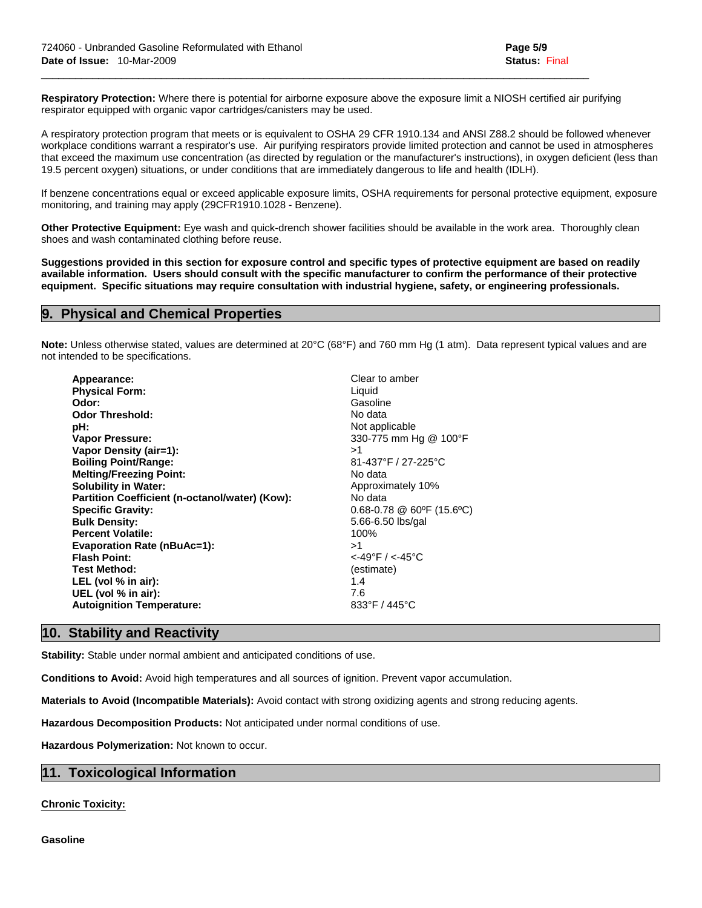**Respiratory Protection:** Where there is potential for airborne exposure above the exposure limit a NIOSH certified air purifying respirator equipped with organic vapor cartridges/canisters may be used.

A respiratory protection program that meets or is equivalent to OSHA 29 CFR 1910.134 and ANSI Z88.2 should be followed whenever workplace conditions warrant a respirator's use. Air purifying respirators provide limited protection and cannot be used in atmospheres that exceed the maximum use concentration (as directed by regulation or the manufacturer's instructions), in oxygen deficient (less than 19.5 percent oxygen) situations, or under conditions that are immediately dangerous to life and health (IDLH).

If benzene concentrations equal or exceed applicable exposure limits, OSHA requirements for personal protective equipment, exposure monitoring, and training may apply (29CFR1910.1028 - Benzene).

**Other Protective Equipment:** Eye wash and quick-drench shower facilities should be available in the work area. Thoroughly clean shoes and wash contaminated clothing before reuse.

**Suggestions provided in this section for exposure control and specific types of protective equipment are based on readily available information. Users should consult with the specific manufacturer to confirm the performance of their protective equipment. Specific situations may require consultation with industrial hygiene, safety, or engineering professionals.**

## 9. Physical and Chemical Properties

**Note:** Unless otherwise stated, values are determined at 20°C (68°F) and 760 mm Hg (1 atm). Data represent typical values and are not intended to be specifications.

| Property | Value |
|---|---|
| **Appearance:** | Clear to amber |
| **Physical Form:** | Liquid |
| **Odor:** | Gasoline |
| **Odor Threshold:** | No data |
| **pH:** | Not applicable |
| **Vapor Pressure:** | 330-775 mm Hg @ 100°F |
| **Vapor Density (air=1):** | >1 |
| **Boiling Point/Range:** | 81-437°F / 27-225°C |
| **Melting/Freezing Point:** | No data |
| **Solubility in Water:** | Approximately 10% |
| **Partition Coefficient (n-octanol/water) (Kow):** | No data |
| **Specific Gravity:** | 0.68-0.78 @ 60ºF (15.6ºC) |
| **Bulk Density:** | 5.66-6.50 lbs/gal |
| **Percent Volatile:** | 100% |
| **Evaporation Rate (nBuAc=1):** | >1 |
| **Flash Point:** | <-49°F / <-45°C |
| **Test Method:** | (estimate) |
| **LEL (vol % in air):** | 1.4 |
| **UEL (vol % in air):** | 7.6 |
| **Autoignition Temperature:** | 833°F / 445°C |

## 10. Stability and Reactivity

**Stability:** Stable under normal ambient and anticipated conditions of use.

**Conditions to Avoid:** Avoid high temperatures and all sources of ignition. Prevent vapor accumulation.

**Materials to Avoid (Incompatible Materials):** Avoid contact with strong oxidizing agents and strong reducing agents.

**Hazardous Decomposition Products:** Not anticipated under normal conditions of use.

**Hazardous Polymerization:** Not known to occur.

## 11. Toxicological Information

**Chronic Toxicity:**

**Gasoline**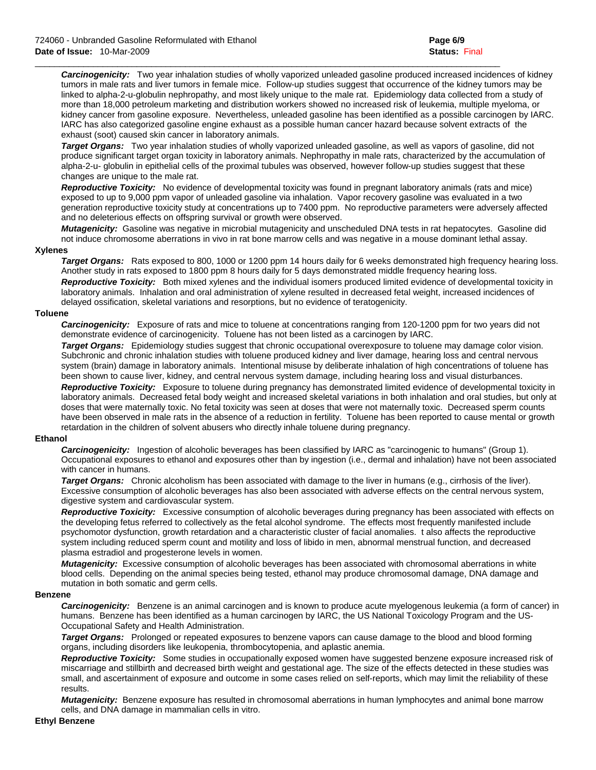**Carcinogenicity:** Two year inhalation studies of wholly vaporized unleaded gasoline produced increased incidences of kidney tumors in male rats and liver tumors in female mice. Follow-up studies suggest that occurrence of the kidney tumors may be linked to alpha-2-u-globulin nephropathy, and most likely unique to the male rat. Epidemiology data collected from a study of more than 18,000 petroleum marketing and distribution workers showed no increased risk of leukemia, multiple myeloma, or kidney cancer from gasoline exposure. Nevertheless, unleaded gasoline has been identified as a possible carcinogen by IARC. IARC has also categorized gasoline engine exhaust as a possible human cancer hazard because solvent extracts of the exhaust (soot) caused skin cancer in laboratory animals.

**Target Organs:** Two year inhalation studies of wholly vaporized unleaded gasoline, as well as vapors of gasoline, did not produce significant target organ toxicity in laboratory animals. Nephropathy in male rats, characterized by the accumulation of alpha-2-u- globulin in epithelial cells of the proximal tubules was observed, however follow-up studies suggest that these changes are unique to the male rat.

**Reproductive Toxicity:** No evidence of developmental toxicity was found in pregnant laboratory animals (rats and mice) exposed to up to 9,000 ppm vapor of unleaded gasoline via inhalation. Vapor recovery gasoline was evaluated in a two generation reproductive toxicity study at concentrations up to 7400 ppm. No reproductive parameters were adversely affected and no deleterious effects on offspring survival or growth were observed.

**Mutagenicity:** Gasoline was negative in microbial mutagenicity and unscheduled DNA tests in rat hepatocytes. Gasoline did not induce chromosome aberrations in vivo in rat bone marrow cells and was negative in a mouse dominant lethal assay.

**Xylenes**

**Target Organs:** Rats exposed to 800, 1000 or 1200 ppm 14 hours daily for 6 weeks demonstrated high frequency hearing loss. Another study in rats exposed to 1800 ppm 8 hours daily for 5 days demonstrated middle frequency hearing loss.

**Reproductive Toxicity:** Both mixed xylenes and the individual isomers produced limited evidence of developmental toxicity in laboratory animals. Inhalation and oral administration of xylene resulted in decreased fetal weight, increased incidences of delayed ossification, skeletal variations and resorptions, but no evidence of teratogenicity.

**Toluene**

**Carcinogenicity:** Exposure of rats and mice to toluene at concentrations ranging from 120-1200 ppm for two years did not demonstrate evidence of carcinogenicity. Toluene has not been listed as a carcinogen by IARC.

**Target Organs:** Epidemiology studies suggest that chronic occupational overexposure to toluene may damage color vision. Subchronic and chronic inhalation studies with toluene produced kidney and liver damage, hearing loss and central nervous system (brain) damage in laboratory animals. Intentional misuse by deliberate inhalation of high concentrations of toluene has been shown to cause liver, kidney, and central nervous system damage, including hearing loss and visual disturbances.

**Reproductive Toxicity:** Exposure to toluene during pregnancy has demonstrated limited evidence of developmental toxicity in laboratory animals. Decreased fetal body weight and increased skeletal variations in both inhalation and oral studies, but only at doses that were maternally toxic. No fetal toxicity was seen at doses that were not maternally toxic. Decreased sperm counts have been observed in male rats in the absence of a reduction in fertility. Toluene has been reported to cause mental or growth retardation in the children of solvent abusers who directly inhale toluene during pregnancy.

**Ethanol**

**Carcinogenicity:** Ingestion of alcoholic beverages has been classified by IARC as "carcinogenic to humans" (Group 1). Occupational exposures to ethanol and exposures other than by ingestion (i.e., dermal and inhalation) have not been associated with cancer in humans.

**Target Organs:** Chronic alcoholism has been associated with damage to the liver in humans (e.g., cirrhosis of the liver). Excessive consumption of alcoholic beverages has also been associated with adverse effects on the central nervous system, digestive system and cardiovascular system.

**Reproductive Toxicity:** Excessive consumption of alcoholic beverages during pregnancy has been associated with effects on the developing fetus referred to collectively as the fetal alcohol syndrome. The effects most frequently manifested include psychomotor dysfunction, growth retardation and a characteristic cluster of facial anomalies. t also affects the reproductive system including reduced sperm count and motility and loss of libido in men, abnormal menstrual function, and decreased plasma estradiol and progesterone levels in women.

**Mutagenicity:** Excessive consumption of alcoholic beverages has been associated with chromosomal aberrations in white blood cells. Depending on the animal species being tested, ethanol may produce chromosomal damage, DNA damage and mutation in both somatic and germ cells.

**Benzene**

**Carcinogenicity:** Benzene is an animal carcinogen and is known to produce acute myelogenous leukemia (a form of cancer) in humans. Benzene has been identified as a human carcinogen by IARC, the US National Toxicology Program and the US-Occupational Safety and Health Administration.

**Target Organs:** Prolonged or repeated exposures to benzene vapors can cause damage to the blood and blood forming organs, including disorders like leukopenia, thrombocytopenia, and aplastic anemia.

**Reproductive Toxicity:** Some studies in occupationally exposed women have suggested benzene exposure increased risk of miscarriage and stillbirth and decreased birth weight and gestational age. The size of the effects detected in these studies was small, and ascertainment of exposure and outcome in some cases relied on self-reports, which may limit the reliability of these results.

**Mutagenicity:** Benzene exposure has resulted in chromosomal aberrations in human lymphocytes and animal bone marrow cells, and DNA damage in mammalian cells in vitro.

**Ethyl Benzene**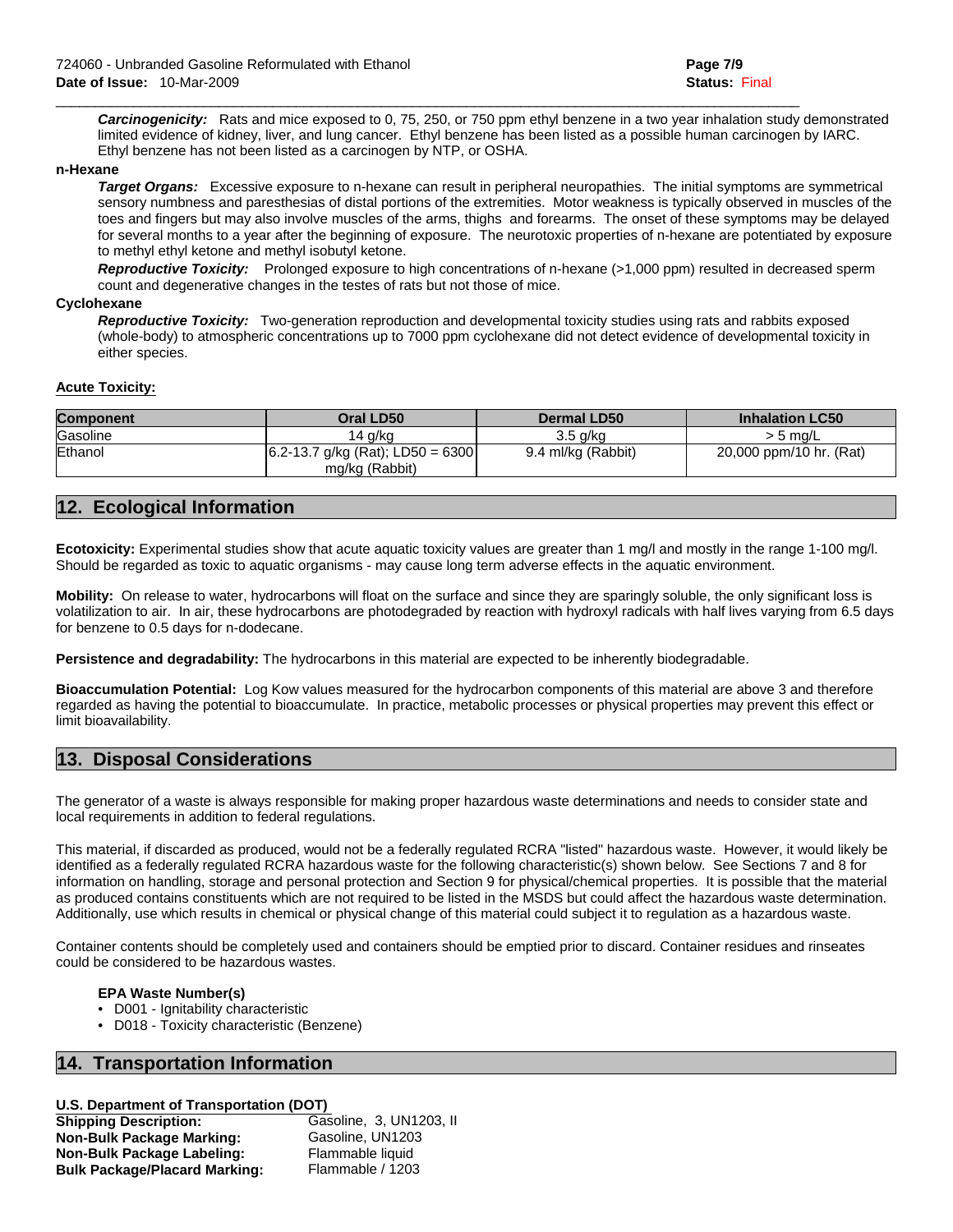***Carcinogenicity:*** Rats and mice exposed to 0, 75, 250, or 750 ppm ethyl benzene in a two year inhalation study demonstrated limited evidence of kidney, liver, and lung cancer. Ethyl benzene has been listed as a possible human carcinogen by IARC. Ethyl benzene has not been listed as a carcinogen by NTP, or OSHA.

**n-Hexane**

***Target Organs:*** Excessive exposure to n-hexane can result in peripheral neuropathies. The initial symptoms are symmetrical sensory numbness and paresthesias of distal portions of the extremities. Motor weakness is typically observed in muscles of the toes and fingers but may also involve muscles of the arms, thighs and forearms. The onset of these symptoms may be delayed for several months to a year after the beginning of exposure. The neurotoxic properties of n-hexane are potentiated by exposure to methyl ethyl ketone and methyl isobutyl ketone.

***Reproductive Toxicity:*** Prolonged exposure to high concentrations of n-hexane (>1,000 ppm) resulted in decreased sperm count and degenerative changes in the testes of rats but not those of mice.

**Cyclohexane**

***Reproductive Toxicity:*** Two-generation reproduction and developmental toxicity studies using rats and rabbits exposed (whole-body) to atmospheric concentrations up to 7000 ppm cyclohexane did not detect evidence of developmental toxicity in either species.

**Acute Toxicity:**

| Component | Oral LD50 | Dermal LD50 | Inhalation LC50 |
|---|---|---|---|
| Gasoline | 14 g/kg | 3.5 g/kg | > 5 mg/L |
| Ethanol | 6.2-13.7 g/kg (Rat); LD50 = 6300 mg/kg (Rabbit) | 9.4 ml/kg (Rabbit) | 20,000 ppm/10 hr. (Rat) |

## 12. Ecological Information

**Ecotoxicity:** Experimental studies show that acute aquatic toxicity values are greater than 1 mg/l and mostly in the range 1-100 mg/l. Should be regarded as toxic to aquatic organisms - may cause long term adverse effects in the aquatic environment.

**Mobility:** On release to water, hydrocarbons will float on the surface and since they are sparingly soluble, the only significant loss is volatilization to air. In air, these hydrocarbons are photodegraded by reaction with hydroxyl radicals with half lives varying from 6.5 days for benzene to 0.5 days for n-dodecane.

**Persistence and degradability:** The hydrocarbons in this material are expected to be inherently biodegradable.

**Bioaccumulation Potential:** Log Kow values measured for the hydrocarbon components of this material are above 3 and therefore regarded as having the potential to bioaccumulate. In practice, metabolic processes or physical properties may prevent this effect or limit bioavailability.

## 13. Disposal Considerations

The generator of a waste is always responsible for making proper hazardous waste determinations and needs to consider state and local requirements in addition to federal regulations.

This material, if discarded as produced, would not be a federally regulated RCRA "listed" hazardous waste. However, it would likely be identified as a federally regulated RCRA hazardous waste for the following characteristic(s) shown below. See Sections 7 and 8 for information on handling, storage and personal protection and Section 9 for physical/chemical properties. It is possible that the material as produced contains constituents which are not required to be listed in the MSDS but could affect the hazardous waste determination. Additionally, use which results in chemical or physical change of this material could subject it to regulation as a hazardous waste.

Container contents should be completely used and containers should be emptied prior to discard. Container residues and rinseates could be considered to be hazardous wastes.

**EPA Waste Number(s)**

- D001 - Ignitability characteristic
- D018 - Toxicity characteristic (Benzene)

## 14. Transportation Information

**U.S. Department of Transportation (DOT)**

**Shipping Description:** Gasoline, 3, UN1203, II
**Non-Bulk Package Marking:** Gasoline, UN1203
**Non-Bulk Package Labeling:** Flammable liquid
**Bulk Package/Placard Marking:** Flammable / 1203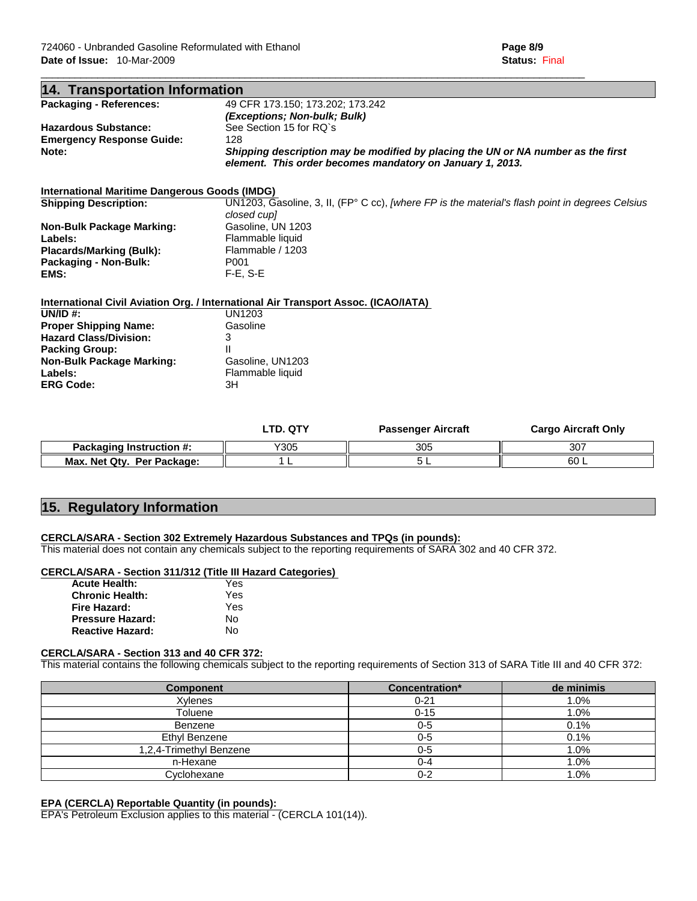## 14. Transportation Information

**Packaging - References:** 49 CFR 173.150; 173.202; 173.242
***(Exceptions; Non-bulk; Bulk)***

**Hazardous Substance:** See Section 15 for RQ`s

**Emergency Response Guide:** 128

**Note:** ***Shipping description may be modified by placing the UN or NA number as the first element. This order becomes mandatory on January 1, 2013.***

### International Maritime Dangerous Goods (IMDG)

**Shipping Description:** UN1203, Gasoline, 3, II, (FP° C cc), *[where FP is the material's flash point in degrees Celsius closed cup]*

**Non-Bulk Package Marking:** Gasoline, UN 1203

**Labels:** Flammable liquid

**Placards/Marking (Bulk):** Flammable / 1203

**Packaging - Non-Bulk:** P001

**EMS:** F-E, S-E

### International Civil Aviation Org. / International Air Transport Assoc. (ICAO/IATA)

**UN/ID #:** UN1203

**Proper Shipping Name:** Gasoline

**Hazard Class/Division:** 3

**Packing Group:** II

**Non-Bulk Package Marking:** Gasoline, UN1203

**Labels:** Flammable liquid

**ERG Code:** 3H

| | LTD. QTY | Passenger Aircraft | Cargo Aircraft Only |
|---|---|---|---|
| **Packaging Instruction #:** | Y305 | 305 | 307 |
| **Max. Net Qty. Per Package:** | 1 L | 5 L | 60 L |

## 15. Regulatory Information

### CERCLA/SARA - Section 302 Extremely Hazardous Substances and TPQs (in pounds):

This material does not contain any chemicals subject to the reporting requirements of SARA 302 and 40 CFR 372.

### CERCLA/SARA - Section 311/312 (Title III Hazard Categories)

**Acute Health:** Yes
**Chronic Health:** Yes
**Fire Hazard:** Yes
**Pressure Hazard:** No
**Reactive Hazard:** No

### CERCLA/SARA - Section 313 and 40 CFR 372:

This material contains the following chemicals subject to the reporting requirements of Section 313 of SARA Title III and 40 CFR 372:

| Component | Concentration* | de minimis |
|---|---|---|
| Xylenes | 0-21 | 1.0% |
| Toluene | 0-15 | 1.0% |
| Benzene | 0-5 | 0.1% |
| Ethyl Benzene | 0-5 | 0.1% |
| 1,2,4-Trimethyl Benzene | 0-5 | 1.0% |
| n-Hexane | 0-4 | 1.0% |
| Cyclohexane | 0-2 | 1.0% |

### EPA (CERCLA) Reportable Quantity (in pounds):

EPA's Petroleum Exclusion applies to this material - (CERCLA 101(14)).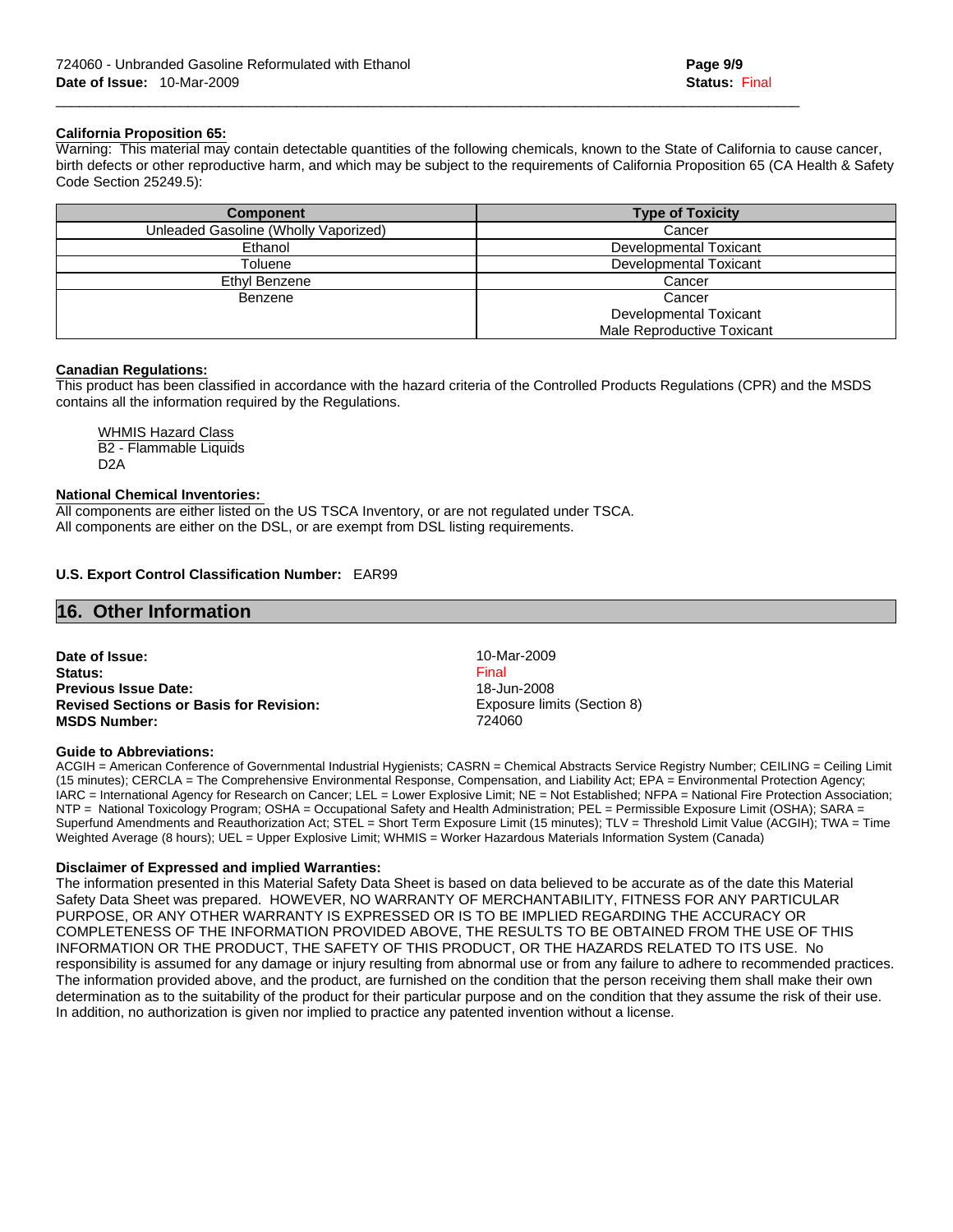**California Proposition 65:**

Warning: This material may contain detectable quantities of the following chemicals, known to the State of California to cause cancer, birth defects or other reproductive harm, and which may be subject to the requirements of California Proposition 65 (CA Health & Safety Code Section 25249.5):

| Component | Type of Toxicity |
|---|---|
| Unleaded Gasoline (Wholly Vaporized) | Cancer |
| Ethanol | Developmental Toxicant |
| Toluene | Developmental Toxicant |
| Ethyl Benzene | Cancer |
| Benzene | Cancer<br>Developmental Toxicant<br>Male Reproductive Toxicant |

**Canadian Regulations:**

This product has been classified in accordance with the hazard criteria of the Controlled Products Regulations (CPR) and the MSDS contains all the information required by the Regulations.

WHMIS Hazard Class
B2 - Flammable Liquids
D2A

**National Chemical Inventories:**

All components are either listed on the US TSCA Inventory, or are not regulated under TSCA.
All components are either on the DSL, or are exempt from DSL listing requirements.

**U.S. Export Control Classification Number:** EAR99

## 16. Other Information

**Date of Issue:** 10-Mar-2009
**Status:** Final
**Previous Issue Date:** 18-Jun-2008
**Revised Sections or Basis for Revision:** Exposure limits (Section 8)
**MSDS Number:** 724060

**Guide to Abbreviations:**

ACGIH = American Conference of Governmental Industrial Hygienists; CASRN = Chemical Abstracts Service Registry Number; CEILING = Ceiling Limit (15 minutes); CERCLA = The Comprehensive Environmental Response, Compensation, and Liability Act; EPA = Environmental Protection Agency; IARC = International Agency for Research on Cancer; LEL = Lower Explosive Limit; NE = Not Established; NFPA = National Fire Protection Association; NTP = National Toxicology Program; OSHA = Occupational Safety and Health Administration; PEL = Permissible Exposure Limit (OSHA); SARA = Superfund Amendments and Reauthorization Act; STEL = Short Term Exposure Limit (15 minutes); TLV = Threshold Limit Value (ACGIH); TWA = Time Weighted Average (8 hours); UEL = Upper Explosive Limit; WHMIS = Worker Hazardous Materials Information System (Canada)

**Disclaimer of Expressed and implied Warranties:**

The information presented in this Material Safety Data Sheet is based on data believed to be accurate as of the date this Material Safety Data Sheet was prepared. HOWEVER, NO WARRANTY OF MERCHANTABILITY, FITNESS FOR ANY PARTICULAR PURPOSE, OR ANY OTHER WARRANTY IS EXPRESSED OR IS TO BE IMPLIED REGARDING THE ACCURACY OR COMPLETENESS OF THE INFORMATION PROVIDED ABOVE, THE RESULTS TO BE OBTAINED FROM THE USE OF THIS INFORMATION OR THE PRODUCT, THE SAFETY OF THIS PRODUCT, OR THE HAZARDS RELATED TO ITS USE. No responsibility is assumed for any damage or injury resulting from abnormal use or from any failure to adhere to recommended practices. The information provided above, and the product, are furnished on the condition that the person receiving them shall make their own determination as to the suitability of the product for their particular purpose and on the condition that they assume the risk of their use. In addition, no authorization is given nor implied to practice any patented invention without a license.